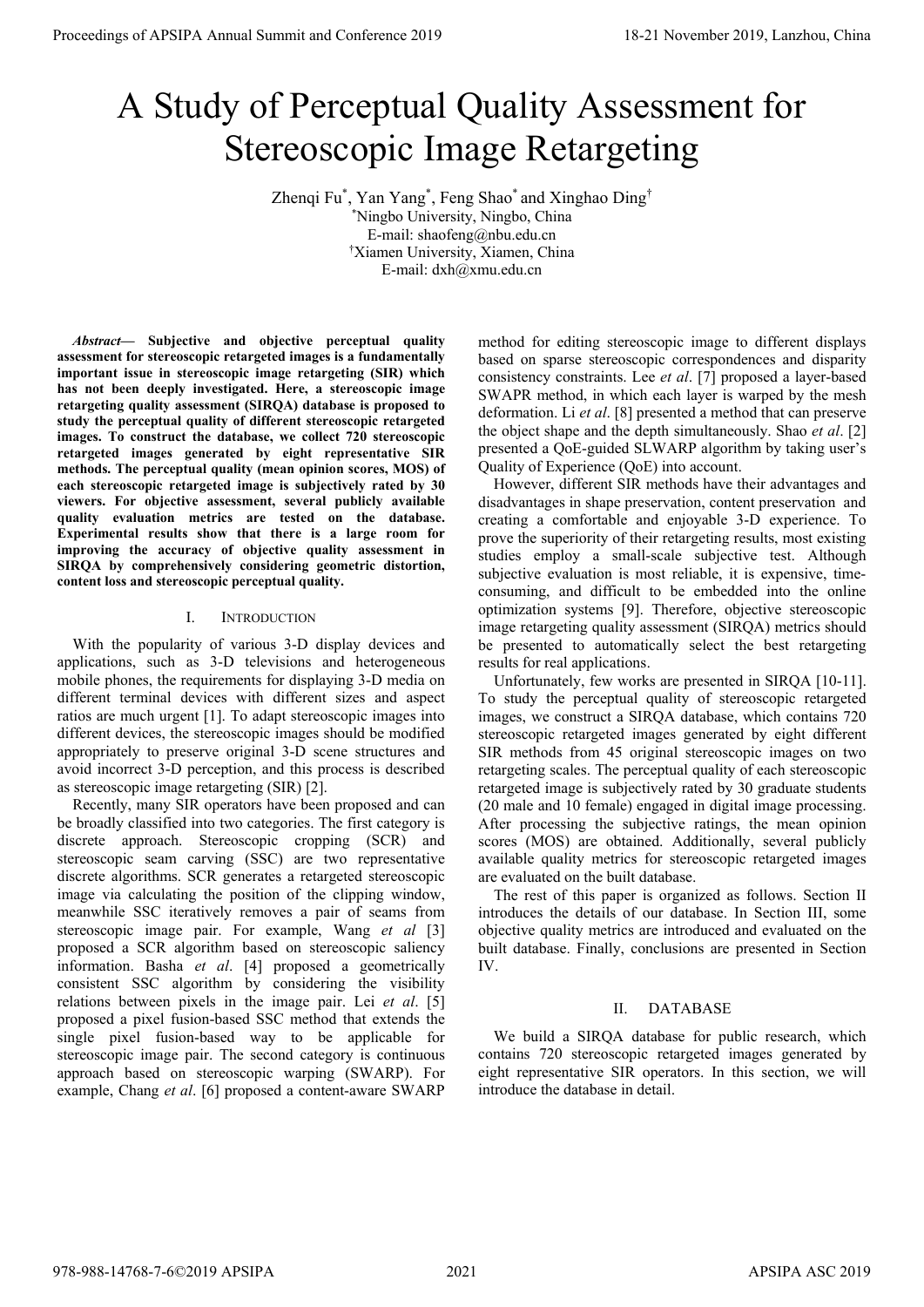# A Study of Perceptual Quality Assessment for Stereoscopic Image Retargeting

Zhenqi Fu[*], Yan Yang[*], Feng Shao[*] and Xinghao Ding[†]

[*]Ningbo University, Ningbo, China
E-mail: shaofeng@nbu.edu.cn
[†]Xiamen University, Xiamen, China
E-mail: dxh@xmu.edu.cn

***Abstract*— Subjective and objective perceptual quality assessment for stereoscopic retargeted images is a fundamentally important issue in stereoscopic image retargeting (SIR) which has not been deeply investigated. Here, a stereoscopic image retargeting quality assessment (SIRQA) database is proposed to study the perceptual quality of different stereoscopic retargeted images. To construct the database, we collect 720 stereoscopic retargeted images generated by eight representative SIR methods. The perceptual quality (mean opinion scores, MOS) of each stereoscopic retargeted image is subjectively rated by 30 viewers. For objective assessment, several publicly available quality evaluation metrics are tested on the database. Experimental results show that there is a large room for improving the accuracy of objective quality assessment in SIRQA by comprehensively considering geometric distortion, content loss and stereoscopic perceptual quality.**

## I. Introduction

With the popularity of various 3-D display devices and applications, such as 3-D televisions and heterogeneous mobile phones, the requirements for displaying 3-D media on different terminal devices with different sizes and aspect ratios are much urgent [1]. To adapt stereoscopic images into different devices, the stereoscopic images should be modified appropriately to preserve original 3-D scene structures and avoid incorrect 3-D perception, and this process is described as stereoscopic image retargeting (SIR) [2].

Recently, many SIR operators have been proposed and can be broadly classified into two categories. The first category is discrete approach. Stereoscopic cropping (SCR) and stereoscopic seam carving (SSC) are two representative discrete algorithms. SCR generates a retargeted stereoscopic image via calculating the position of the clipping window, meanwhile SSC iteratively removes a pair of seams from stereoscopic image pair. For example, Wang *et al* [3] proposed a SCR algorithm based on stereoscopic saliency information. Basha *et al*. [4] proposed a geometrically consistent SSC algorithm by considering the visibility relations between pixels in the image pair. Lei *et al*. [5] proposed a pixel fusion-based SSC method that extends the single pixel fusion-based way to be applicable for stereoscopic image pair. The second category is continuous approach based on stereoscopic warping (SWARP). For example, Chang *et al*. [6] proposed a content-aware SWARP method for editing stereoscopic image to different displays based on sparse stereoscopic correspondences and disparity consistency constraints. Lee *et al*. [7] proposed a layer-based SWAPR method, in which each layer is warped by the mesh deformation. Li *et al*. [8] presented a method that can preserve the object shape and the depth simultaneously. Shao *et al*. [2] presented a QoE-guided SLWARP algorithm by taking user's Quality of Experience (QoE) into account.

However, different SIR methods have their advantages and disadvantages in shape preservation, content preservation and creating a comfortable and enjoyable 3-D experience. To prove the superiority of their retargeting results, most existing studies employ a small-scale subjective test. Although subjective evaluation is most reliable, it is expensive, time-consuming, and difficult to be embedded into the online optimization systems [9]. Therefore, objective stereoscopic image retargeting quality assessment (SIRQA) metrics should be presented to automatically select the best retargeting results for real applications.

Unfortunately, few works are presented in SIRQA [10-11]. To study the perceptual quality of stereoscopic retargeted images, we construct a SIRQA database, which contains 720 stereoscopic retargeted images generated by eight different SIR methods from 45 original stereoscopic images on two retargeting scales. The perceptual quality of each stereoscopic retargeted image is subjectively rated by 30 graduate students (20 male and 10 female) engaged in digital image processing. After processing the subjective ratings, the mean opinion scores (MOS) are obtained. Additionally, several publicly available quality metrics for stereoscopic retargeted images are evaluated on the built database.

The rest of this paper is organized as follows. Section II introduces the details of our database. In Section III, some objective quality metrics are introduced and evaluated on the built database. Finally, conclusions are presented in Section IV.

## II. Database

We build a SIRQA database for public research, which contains 720 stereoscopic retargeted images generated by eight representative SIR operators. In this section, we will introduce the database in detail.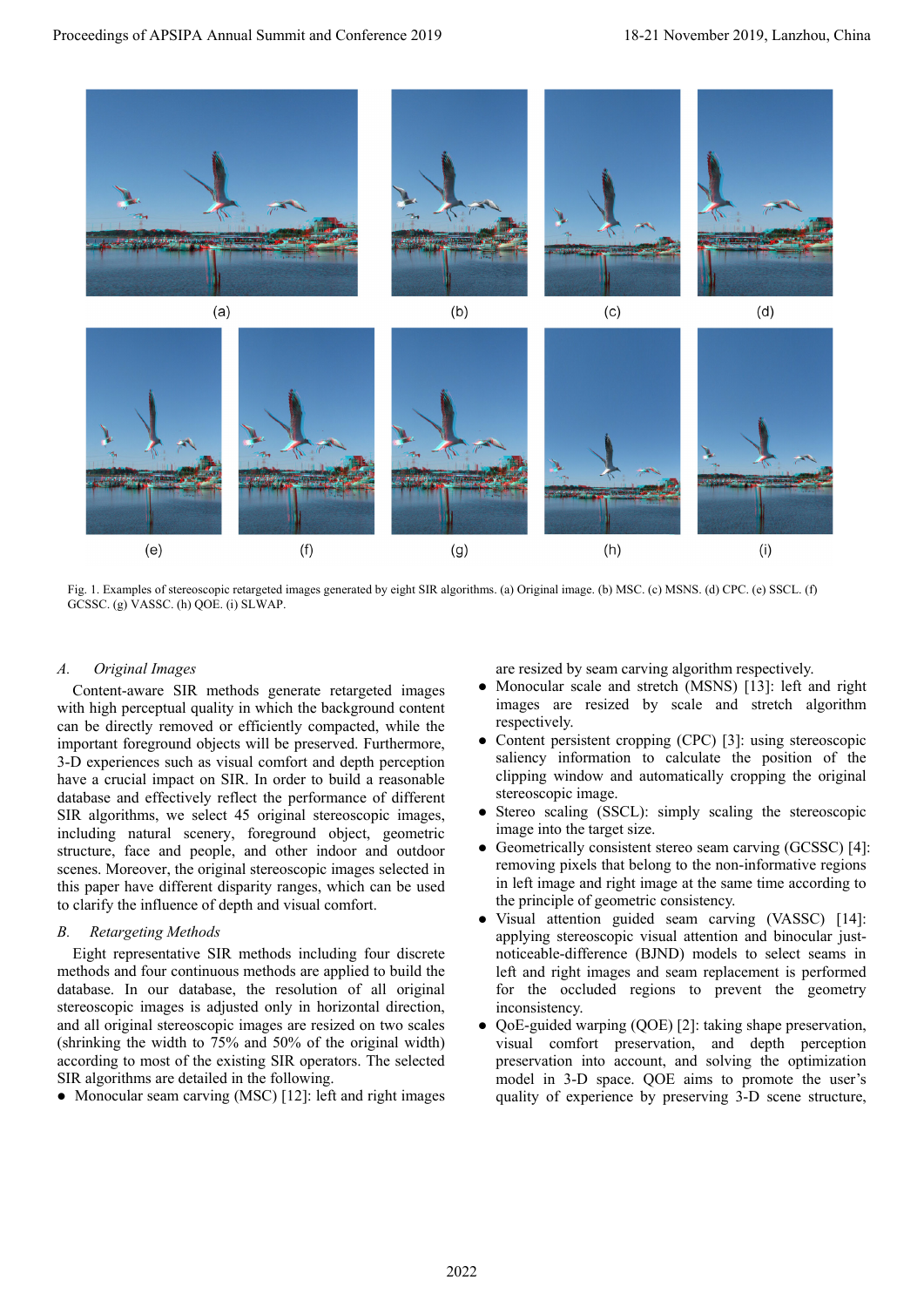Fig. 1. Examples of stereoscopic retargeted images generated by eight SIR algorithms. (a) Original image. (b) MSC. (c) MSNS. (d) CPC. (e) SSCL. (f) GCSSC. (g) VASSC. (h) QOE. (i) SLWAP.

### *A. Original Images*

Content-aware SIR methods generate retargeted images with high perceptual quality in which the background content can be directly removed or efficiently compacted, while the important foreground objects will be preserved. Furthermore, 3-D experiences such as visual comfort and depth perception have a crucial impact on SIR. In order to build a reasonable database and effectively reflect the performance of different SIR algorithms, we select 45 original stereoscopic images, including natural scenery, foreground object, geometric structure, face and people, and other indoor and outdoor scenes. Moreover, the original stereoscopic images selected in this paper have different disparity ranges, which can be used to clarify the influence of depth and visual comfort.

### *B. Retargeting Methods*

Eight representative SIR methods including four discrete methods and four continuous methods are applied to build the database. In our database, the resolution of all original stereoscopic images is adjusted only in horizontal direction, and all original stereoscopic images are resized on two scales (shrinking the width to 75% and 50% of the original width) according to most of the existing SIR operators. The selected SIR algorithms are detailed in the following.

- Monocular seam carving (MSC) [12]: left and right images are resized by seam carving algorithm respectively.
- Monocular scale and stretch (MSNS) [13]: left and right images are resized by scale and stretch algorithm respectively.
- Content persistent cropping (CPC) [3]: using stereoscopic saliency information to calculate the position of the clipping window and automatically cropping the original stereoscopic image.
- Stereo scaling (SSCL): simply scaling the stereoscopic image into the target size.
- Geometrically consistent stereo seam carving (GCSSC) [4]: removing pixels that belong to the non-informative regions in left image and right image at the same time according to the principle of geometric consistency.
- Visual attention guided seam carving (VASSC) [14]: applying stereoscopic visual attention and binocular just-noticeable-difference (BJND) models to select seams in left and right images and seam replacement is performed for the occluded regions to prevent the geometry inconsistency.
- QoE-guided warping (QOE) [2]: taking shape preservation, visual comfort preservation, and depth perception preservation into account, and solving the optimization model in 3-D space. QOE aims to promote the user's quality of experience by preserving 3-D scene structure,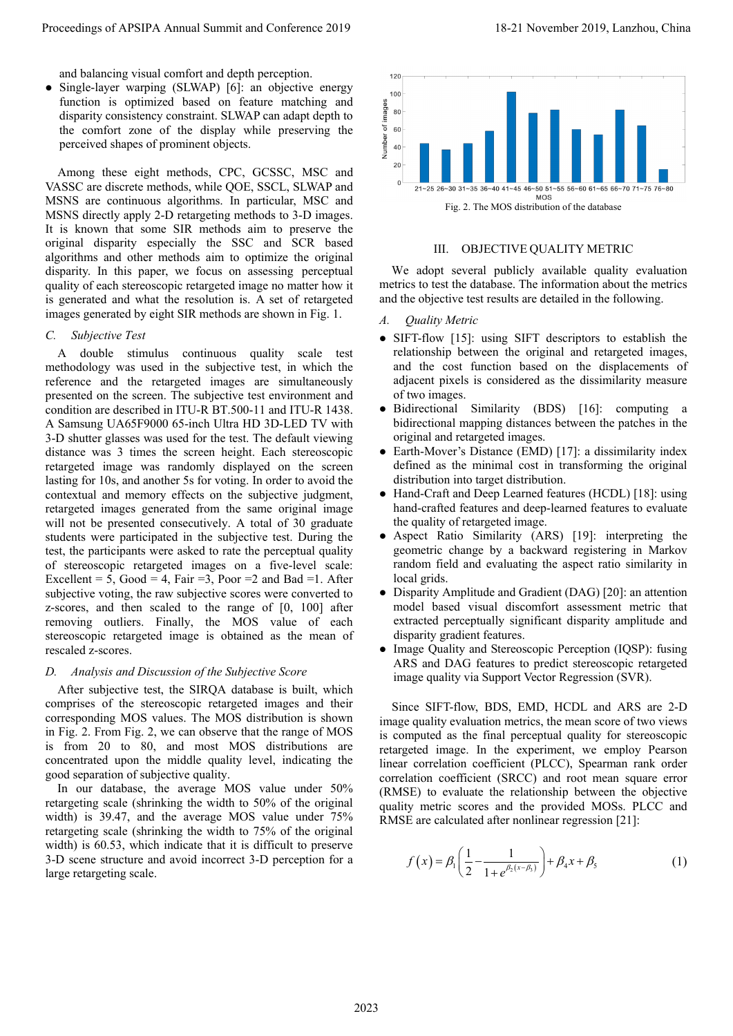and balancing visual comfort and depth perception.

- Single-layer warping (SLWAP) [6]: an objective energy function is optimized based on feature matching and disparity consistency constraint. SLWAP can adapt depth to the comfort zone of the display while preserving the perceived shapes of prominent objects.

Among these eight methods, CPC, GCSSC, MSC and VASSC are discrete methods, while QOE, SSCL, SLWAP and MSNS are continuous algorithms. In particular, MSC and MSNS directly apply 2-D retargeting methods to 3-D images. It is known that some SIR methods aim to preserve the original disparity especially the SSC and SCR based algorithms and other methods aim to optimize the original disparity. In this paper, we focus on assessing perceptual quality of each stereoscopic retargeted image no matter how it is generated and what the resolution is. A set of retargeted images generated by eight SIR methods are shown in Fig. 1.

### C. Subjective Test

A double stimulus continuous quality scale test methodology was used in the subjective test, in which the reference and the retargeted images are simultaneously presented on the screen. The subjective test environment and condition are described in ITU-R BT.500-11 and ITU-R 1438. A Samsung UA65F9000 65-inch Ultra HD 3D-LED TV with 3-D shutter glasses was used for the test. The default viewing distance was 3 times the screen height. Each stereoscopic retargeted image was randomly displayed on the screen lasting for 10s, and another 5s for voting. In order to avoid the contextual and memory effects on the subjective judgment, retargeted images generated from the same original image will not be presented consecutively. A total of 30 graduate students were participated in the subjective test. During the test, the participants were asked to rate the perceptual quality of stereoscopic retargeted images on a five-level scale: Excellent = 5, Good = 4, Fair =3, Poor =2 and Bad =1. After subjective voting, the raw subjective scores were converted to z-scores, and then scaled to the range of [0, 100] after removing outliers. Finally, the MOS value of each stereoscopic retargeted image is obtained as the mean of rescaled z-scores.

### D. Analysis and Discussion of the Subjective Score

After subjective test, the SIRQA database is built, which comprises of the stereoscopic retargeted images and their corresponding MOS values. The MOS distribution is shown in Fig. 2. From Fig. 2, we can observe that the range of MOS is from 20 to 80, and most MOS distributions are concentrated upon the middle quality level, indicating the good separation of subjective quality.

In our database, the average MOS value under 50% retargeting scale (shrinking the width to 50% of the original width) is 39.47, and the average MOS value under 75% retargeting scale (shrinking the width to 75% of the original width) is 60.53, which indicate that it is difficult to preserve 3-D scene structure and avoid incorrect 3-D perception for a large retargeting scale.

Fig. 2. The MOS distribution of the database

## III. OBJECTIVE QUALITY METRIC

We adopt several publicly available quality evaluation metrics to test the database. The information about the metrics and the objective test results are detailed in the following.

### A. Quality Metric

- SIFT-flow [15]: using SIFT descriptors to establish the relationship between the original and retargeted images, and the cost function based on the displacements of adjacent pixels is considered as the dissimilarity measure of two images.
- Bidirectional Similarity (BDS) [16]: computing a bidirectional mapping distances between the patches in the original and retargeted images.
- Earth-Mover's Distance (EMD) [17]: a dissimilarity index defined as the minimal cost in transforming the original distribution into target distribution.
- Hand-Craft and Deep Learned features (HCDL) [18]: using hand-crafted features and deep-learned features to evaluate the quality of retargeted image.
- Aspect Ratio Similarity (ARS) [19]: interpreting the geometric change by a backward registering in Markov random field and evaluating the aspect ratio similarity in local grids.
- Disparity Amplitude and Gradient (DAG) [20]: an attention model based visual discomfort assessment metric that extracted perceptually significant disparity amplitude and disparity gradient features.
- Image Quality and Stereoscopic Perception (IQSP): fusing ARS and DAG features to predict stereoscopic retargeted image quality via Support Vector Regression (SVR).

Since SIFT-flow, BDS, EMD, HCDL and ARS are 2-D image quality evaluation metrics, the mean score of two views is computed as the final perceptual quality for stereoscopic retargeted image. In the experiment, we employ Pearson linear correlation coefficient (PLCC), Spearman rank order correlation coefficient (SRCC) and root mean square error (RMSE) to evaluate the relationship between the objective quality metric scores and the provided MOSs. PLCC and RMSE are calculated after nonlinear regression [21]:

$$f(x) = \beta_1 \left( \frac{1}{2} - \frac{1}{1 + e^{\beta_2 (x - \beta_3)}} \right) + \beta_4 x + \beta_5 \tag{1}$$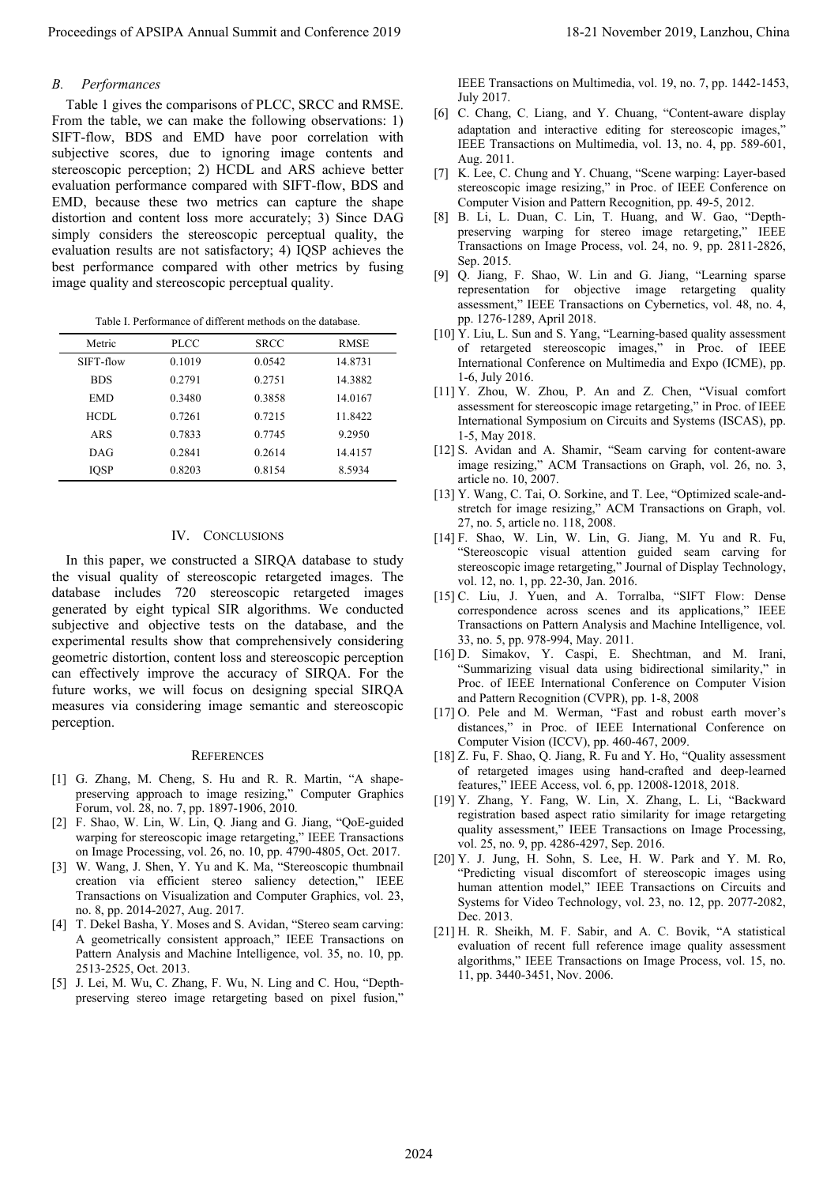### B. Performances

Table 1 gives the comparisons of PLCC, SRCC and RMSE. From the table, we can make the following observations: 1) SIFT-flow, BDS and EMD have poor correlation with subjective scores, due to ignoring image contents and stereoscopic perception; 2) HCDL and ARS achieve better evaluation performance compared with SIFT-flow, BDS and EMD, because these two metrics can capture the shape distortion and content loss more accurately; 3) Since DAG simply considers the stereoscopic perceptual quality, the evaluation results are not satisfactory; 4) IQSP achieves the best performance compared with other metrics by fusing image quality and stereoscopic perceptual quality.

Table I. Performance of different methods on the database.

| Metric | PLCC | SRCC | RMSE |
|---|---|---|---|
| SIFT-flow | 0.1019 | 0.0542 | 14.8731 |
| BDS | 0.2791 | 0.2751 | 14.3882 |
| EMD | 0.3480 | 0.3858 | 14.0167 |
| HCDL | 0.7261 | 0.7215 | 11.8422 |
| ARS | 0.7833 | 0.7745 | 9.2950 |
| DAG | 0.2841 | 0.2614 | 14.4157 |
| IQSP | 0.8203 | 0.8154 | 8.5934 |

## IV. Conclusions

In this paper, we constructed a SIRQA database to study the visual quality of stereoscopic retargeted images. The database includes 720 stereoscopic retargeted images generated by eight typical SIR algorithms. We conducted subjective and objective tests on the database, and the experimental results show that comprehensively considering geometric distortion, content loss and stereoscopic perception can effectively improve the accuracy of SIRQA. For the future works, we will focus on designing special SIRQA measures via considering image semantic and stereoscopic perception.

## References

[1] G. Zhang, M. Cheng, S. Hu and R. R. Martin, "A shape-preserving approach to image resizing," Computer Graphics Forum, vol. 28, no. 7, pp. 1897-1906, 2010.

[2] F. Shao, W. Lin, W. Lin, Q. Jiang and G. Jiang, "QoE-guided warping for stereoscopic image retargeting," IEEE Transactions on Image Processing, vol. 26, no. 10, pp. 4790-4805, Oct. 2017.

[3] W. Wang, J. Shen, Y. Yu and K. Ma, "Stereoscopic thumbnail creation via efficient stereo saliency detection," IEEE Transactions on Visualization and Computer Graphics, vol. 23, no. 8, pp. 2014-2027, Aug. 2017.

[4] T. Dekel Basha, Y. Moses and S. Avidan, "Stereo seam carving: A geometrically consistent approach," IEEE Transactions on Pattern Analysis and Machine Intelligence, vol. 35, no. 10, pp. 2513-2525, Oct. 2013.

[5] J. Lei, M. Wu, C. Zhang, F. Wu, N. Ling and C. Hou, "Depth-preserving stereo image retargeting based on pixel fusion," IEEE Transactions on Multimedia, vol. 19, no. 7, pp. 1442-1453, July 2017.

[6] C. Chang, C. Liang, and Y. Chuang, "Content-aware display adaptation and interactive editing for stereoscopic images," IEEE Transactions on Multimedia, vol. 13, no. 4, pp. 589-601, Aug. 2011.

[7] K. Lee, C. Chung and Y. Chuang, "Scene warping: Layer-based stereoscopic image resizing," in Proc. of IEEE Conference on Computer Vision and Pattern Recognition, pp. 49-5, 2012.

[8] B. Li, L. Duan, C. Lin, T. Huang, and W. Gao, "Depth-preserving warping for stereo image retargeting," IEEE Transactions on Image Process, vol. 24, no. 9, pp. 2811-2826, Sep. 2015.

[9] Q. Jiang, F. Shao, W. Lin and G. Jiang, "Learning sparse representation for objective image retargeting quality assessment," IEEE Transactions on Cybernetics, vol. 48, no. 4, pp. 1276-1289, April 2018.

[10] Y. Liu, L. Sun and S. Yang, "Learning-based quality assessment of retargeted stereoscopic images," in Proc. of IEEE International Conference on Multimedia and Expo (ICME), pp. 1-6, July 2016.

[11] Y. Zhou, W. Zhou, P. An and Z. Chen, "Visual comfort assessment for stereoscopic image retargeting," in Proc. of IEEE International Symposium on Circuits and Systems (ISCAS), pp. 1-5, May 2018.

[12] S. Avidan and A. Shamir, "Seam carving for content-aware image resizing," ACM Transactions on Graph, vol. 26, no. 3, article no. 10, 2007.

[13] Y. Wang, C. Tai, O. Sorkine, and T. Lee, "Optimized scale-and-stretch for image resizing," ACM Transactions on Graph, vol. 27, no. 5, article no. 118, 2008.

[14] F. Shao, W. Lin, W. Lin, G. Jiang, M. Yu and R. Fu, "Stereoscopic visual attention guided seam carving for stereoscopic image retargeting," Journal of Display Technology, vol. 12, no. 1, pp. 22-30, Jan. 2016.

[15] C. Liu, J. Yuen, and A. Torralba, "SIFT Flow: Dense correspondence across scenes and its applications," IEEE Transactions on Pattern Analysis and Machine Intelligence, vol. 33, no. 5, pp. 978-994, May. 2011.

[16] D. Simakov, Y. Caspi, E. Shechtman, and M. Irani, "Summarizing visual data using bidirectional similarity," in Proc. of IEEE International Conference on Computer Vision and Pattern Recognition (CVPR), pp. 1-8, 2008

[17] O. Pele and M. Werman, "Fast and robust earth mover's distances," in Proc. of IEEE International Conference on Computer Vision (ICCV), pp. 460-467, 2009.

[18] Z. Fu, F. Shao, Q. Jiang, R. Fu and Y. Ho, "Quality assessment of retargeted images using hand-crafted and deep-learned features," IEEE Access, vol. 6, pp. 12008-12018, 2018.

[19] Y. Zhang, Y. Fang, W. Lin, X. Zhang, L. Li, "Backward registration based aspect ratio similarity for image retargeting quality assessment," IEEE Transactions on Image Processing, vol. 25, no. 9, pp. 4286-4297, Sep. 2016.

[20] Y. J. Jung, H. Sohn, S. Lee, H. W. Park and Y. M. Ro, "Predicting visual discomfort of stereoscopic images using human attention model," IEEE Transactions on Circuits and Systems for Video Technology, vol. 23, no. 12, pp. 2077-2082, Dec. 2013.

[21] H. R. Sheikh, M. F. Sabir, and A. C. Bovik, "A statistical evaluation of recent full reference image quality assessment algorithms," IEEE Transactions on Image Process, vol. 15, no. 11, pp. 3440-3451, Nov. 2006.